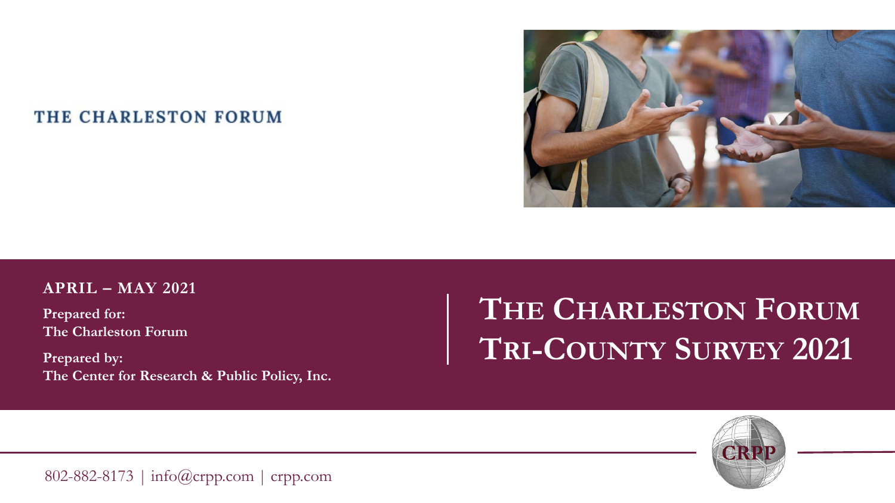THE CHARLESTON FORUM

**APRIL – MAY 2021**

**Prepared for:**
**The Charleston Forum**

**Prepared by:**
**The Center for Research & Public Policy, Inc.**

# THE CHARLESTON FORUM TRI-COUNTY SURVEY 2021

CRPP

802-882-8173 | info@crpp.com | crpp.com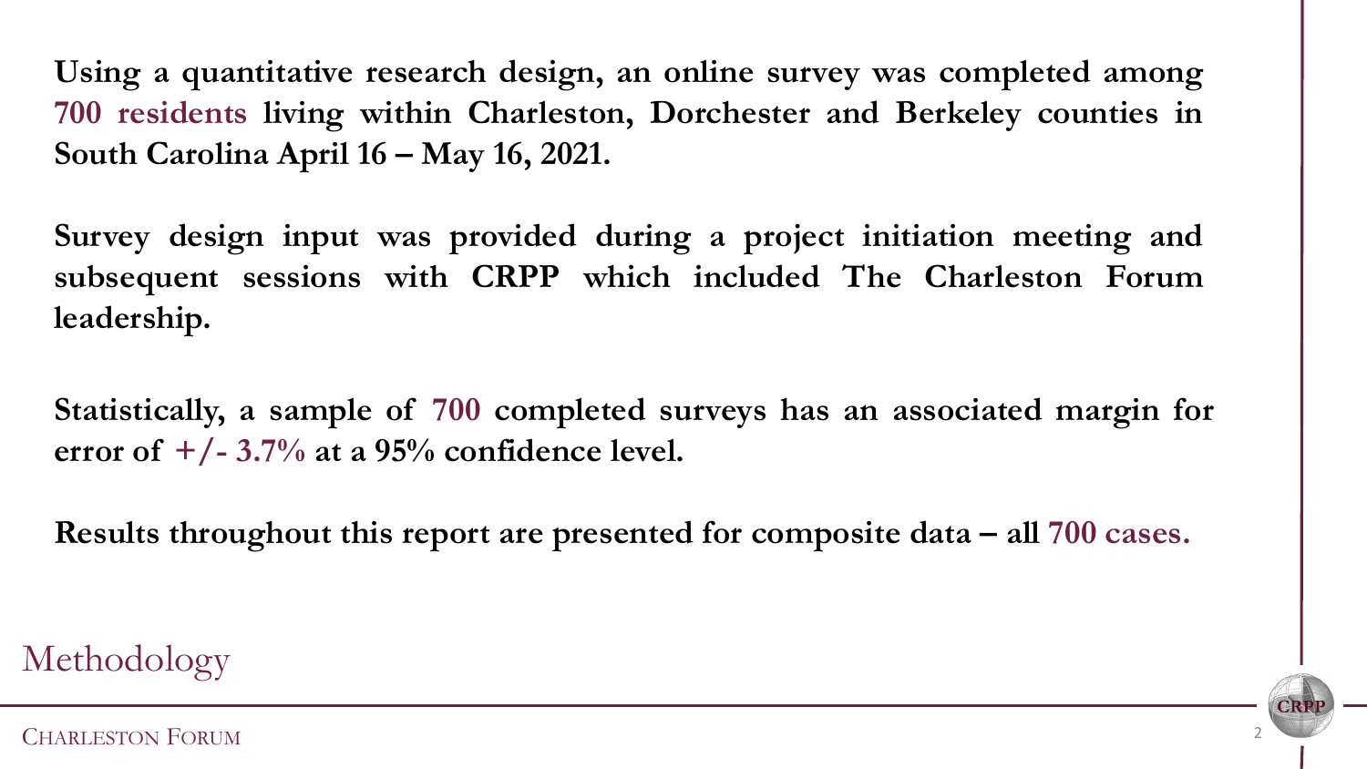## Methodology

**Using a quantitative research design, an online survey was completed among 700 residents living within Charleston, Dorchester and Berkeley counties in South Carolina April 16 – May 16, 2021.**

**Survey design input was provided during a project initiation meeting and subsequent sessions with CRPP which included The Charleston Forum leadership.**

**Statistically, a sample of 700 completed surveys has an associated margin for error of +/- 3.7% at a 95% confidence level.**

**Results throughout this report are presented for composite data – all 700 cases.**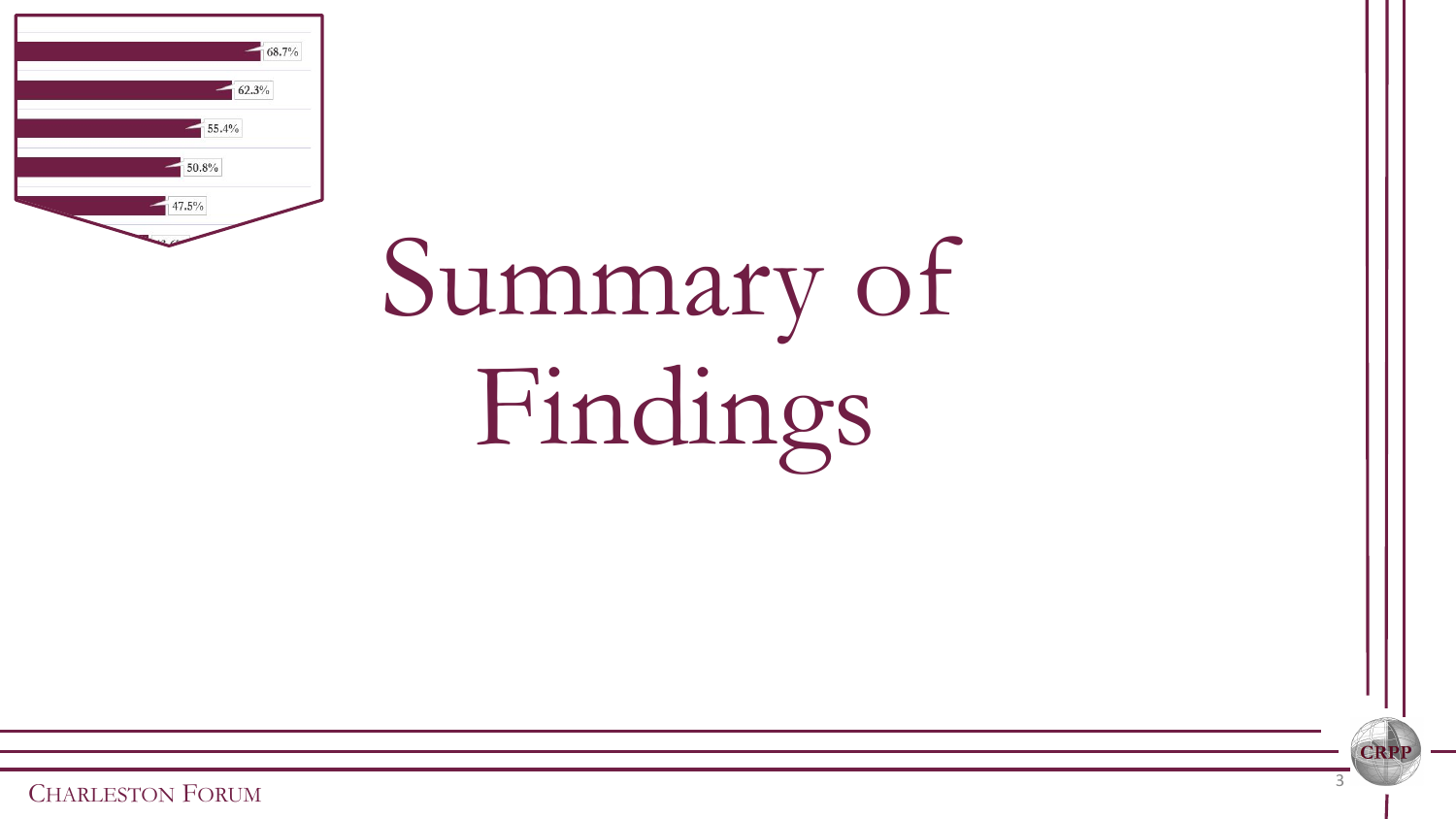68.7%

62.3%

55.4%

50.8%

47.5%

# Summary of Findings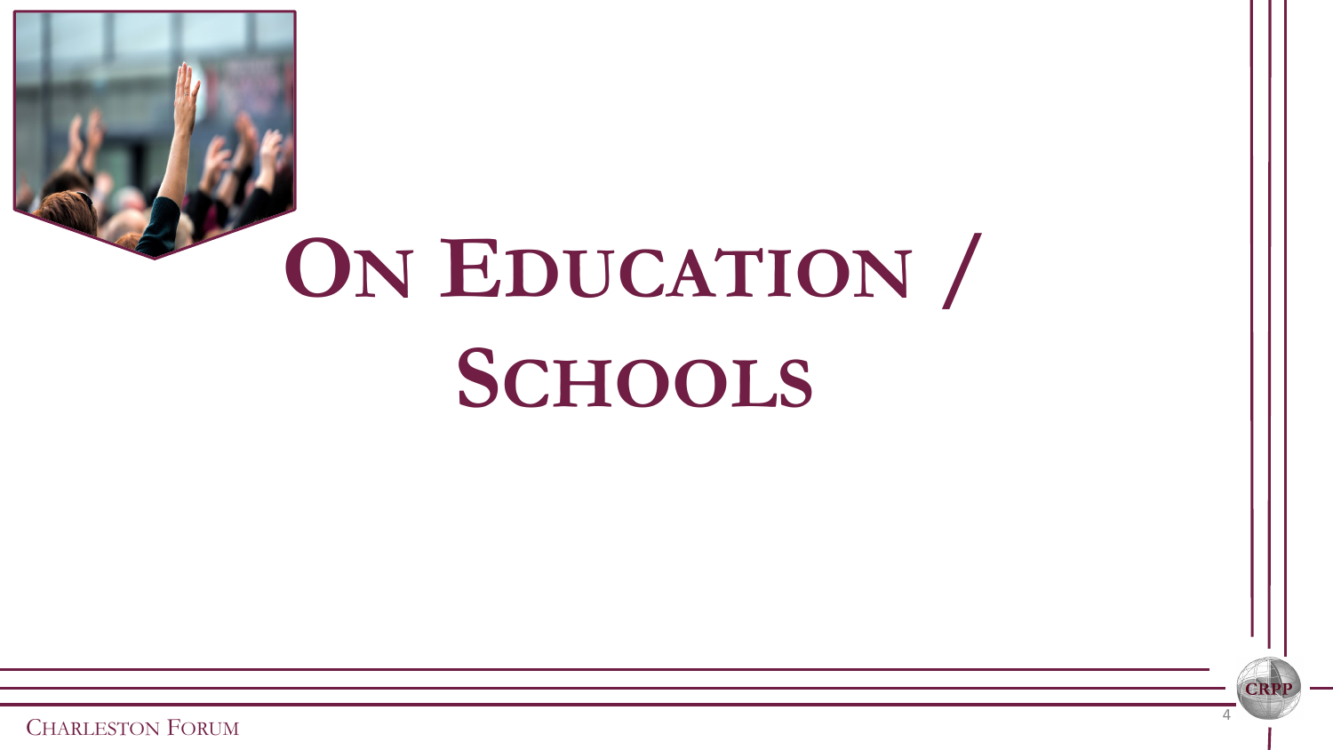# On Education / Schools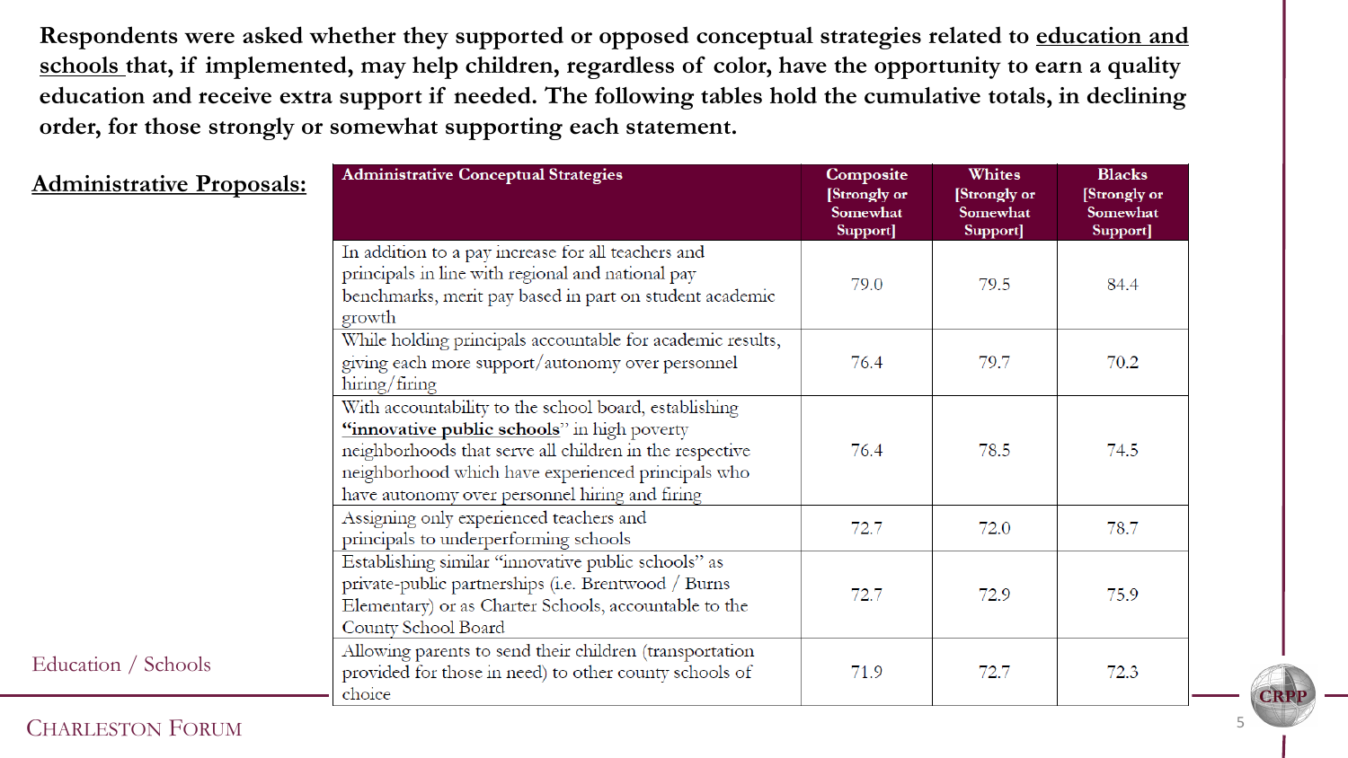**Respondents were asked whether they supported or opposed conceptual strategies related to <u>education and schools</u> that, if implemented, may help children, regardless of color, have the opportunity to earn a quality education and receive extra support if needed. The following tables hold the cumulative totals, in declining order, for those strongly or somewhat supporting each statement.**

## <u>Administrative Proposals:</u>

| Administrative Conceptual Strategies | Composite [Strongly or Somewhat Support] | Whites [Strongly or Somewhat Support] | Blacks [Strongly or Somewhat Support] |
|---|---|---|---|
| In addition to a pay increase for all teachers and principals in line with regional and national pay benchmarks, merit pay based in part on student academic growth | 79.0 | 79.5 | 84.4 |
| While holding principals accountable for academic results, giving each more support/autonomy over personnel hiring/firing | 76.4 | 79.7 | 70.2 |
| With accountability to the school board, establishing **<u>"innovative public schools</u>"** in high poverty neighborhoods that serve all children in the respective neighborhood which have experienced principals who have autonomy over personnel hiring and firing | 76.4 | 78.5 | 74.5 |
| Assigning only experienced teachers and principals to underperforming schools | 72.7 | 72.0 | 78.7 |
| Establishing similar "innovative public schools" as private-public partnerships (i.e. Brentwood / Burns Elementary) or as Charter Schools, accountable to the County School Board | 72.7 | 72.9 | 75.9 |
| Allowing parents to send their children (transportation provided for those in need) to other county schools of choice | 71.9 | 72.7 | 72.3 |

Education / Schools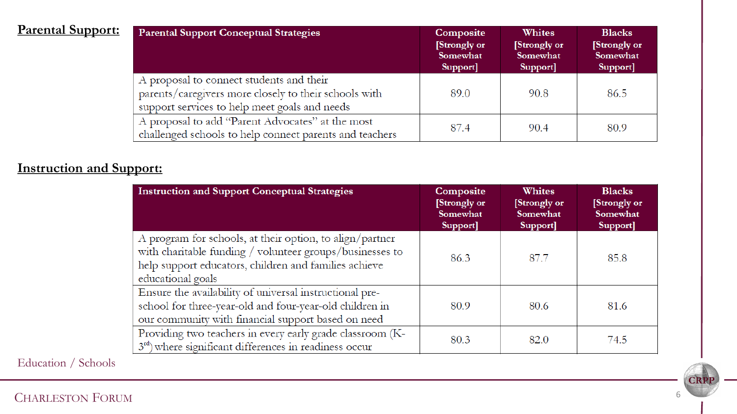## Parental Support:

| Parental Support Conceptual Strategies | Composite [Strongly or Somewhat Support] | Whites [Strongly or Somewhat Support] | Blacks [Strongly or Somewhat Support] |
|---|---|---|---|
| A proposal to connect students and their parents/caregivers more closely to their schools with support services to help meet goals and needs | 89.0 | 90.8 | 86.5 |
| A proposal to add "Parent Advocates" at the most challenged schools to help connect parents and teachers | 87.4 | 90.4 | 80.9 |

## Instruction and Support:

| Instruction and Support Conceptual Strategies | Composite [Strongly or Somewhat Support] | Whites [Strongly or Somewhat Support] | Blacks [Strongly or Somewhat Support] |
|---|---|---|---|
| A program for schools, at their option, to align/partner with charitable funding / volunteer groups/businesses to help support educators, children and families achieve educational goals | 86.3 | 87.7 | 85.8 |
| Ensure the availability of universal instructional pre-school for three-year-old and four-year-old children in our community with financial support based on need | 80.9 | 80.6 | 81.6 |
| Providing two teachers in every early grade classroom (K-3rd) where significant differences in readiness occur | 80.3 | 82.0 | 74.5 |

Education / Schools

CHARLESTON FORUM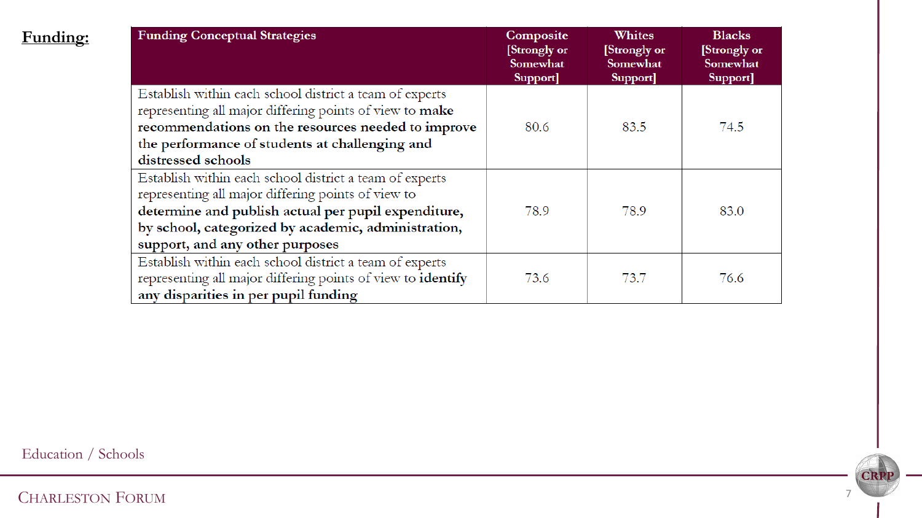**Funding:**

| Funding Conceptual Strategies | Composite [Strongly or Somewhat Support] | Whites [Strongly or Somewhat Support] | Blacks [Strongly or Somewhat Support] |
|---|---|---|---|
| Establish within each school district a team of experts representing all major differing points of view to **make recommendations on the resources needed to improve the performance of students at challenging and distressed schools** | 80.6 | 83.5 | 74.5 |
| Establish within each school district a team of experts representing all major differing points of view to **determine and publish actual per pupil expenditure, by school, categorized by academic, administration, support, and any other purposes** | 78.9 | 78.9 | 83.0 |
| Establish within each school district a team of experts representing all major differing points of view to **identify any disparities in per pupil funding** | 73.6 | 73.7 | 76.6 |

Education / Schools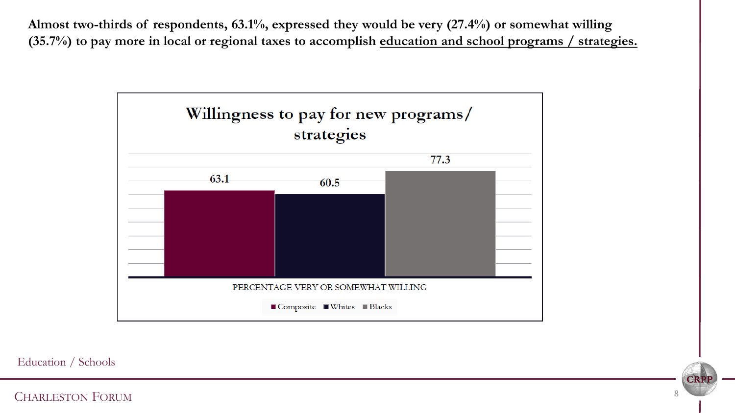**Almost two-thirds of respondents, 63.1%, expressed they would be very (27.4%) or somewhat willing (35.7%) to pay more in local or regional taxes to accomplish education and school programs / strategies.**

Willingness to pay for new programs/ strategies

63.1

60.5

77.3

PERCENTAGE VERY OR SOMEWHAT WILLING

Composite  Whites  Blacks

Education / Schools